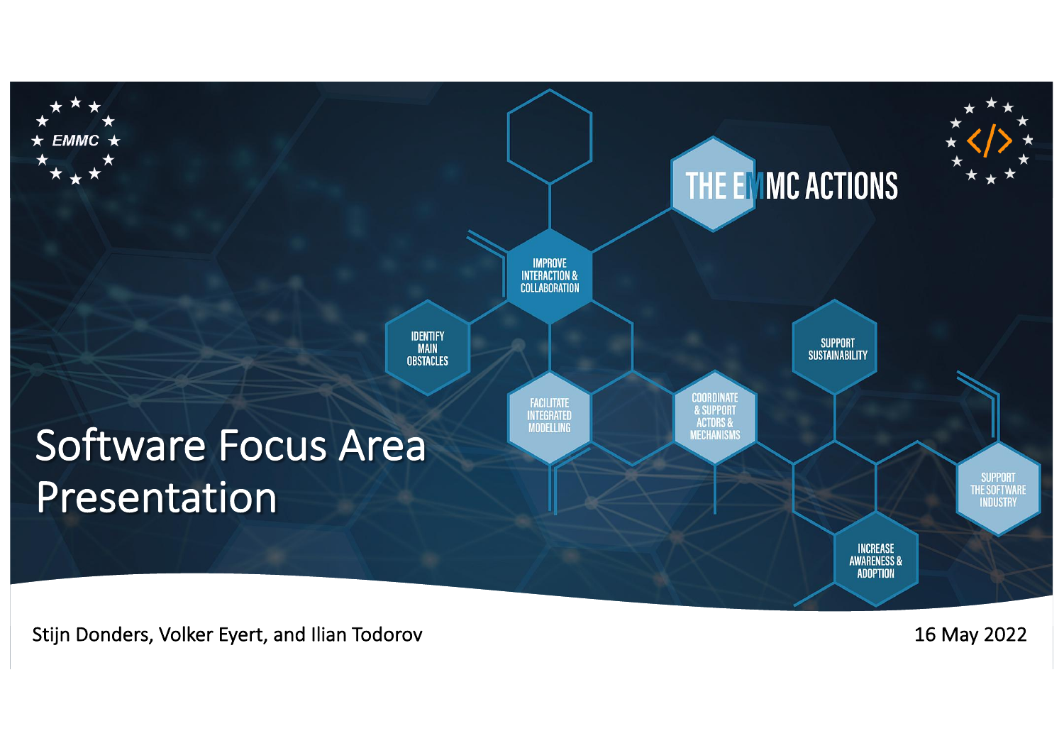# Software Focus Area Presentation

EMMC

THE EMMC ACTIONS

- IMPROVE INTERACTION & COLLABORATION
- IDENTIFY MAIN OBSTACLES
- FACILITATE INTEGRATED MODELLING
- COORDINATE & SUPPORT ACTORS & MECHANISMS
- SUPPORT SUSTAINABILITY
- SUPPORT THE SOFTWARE INDUSTRY
- INCREASE AWARENESS & ADOPTION

Stijn Donders, Volker Eyert, and Ilian Todorov

16 May 2022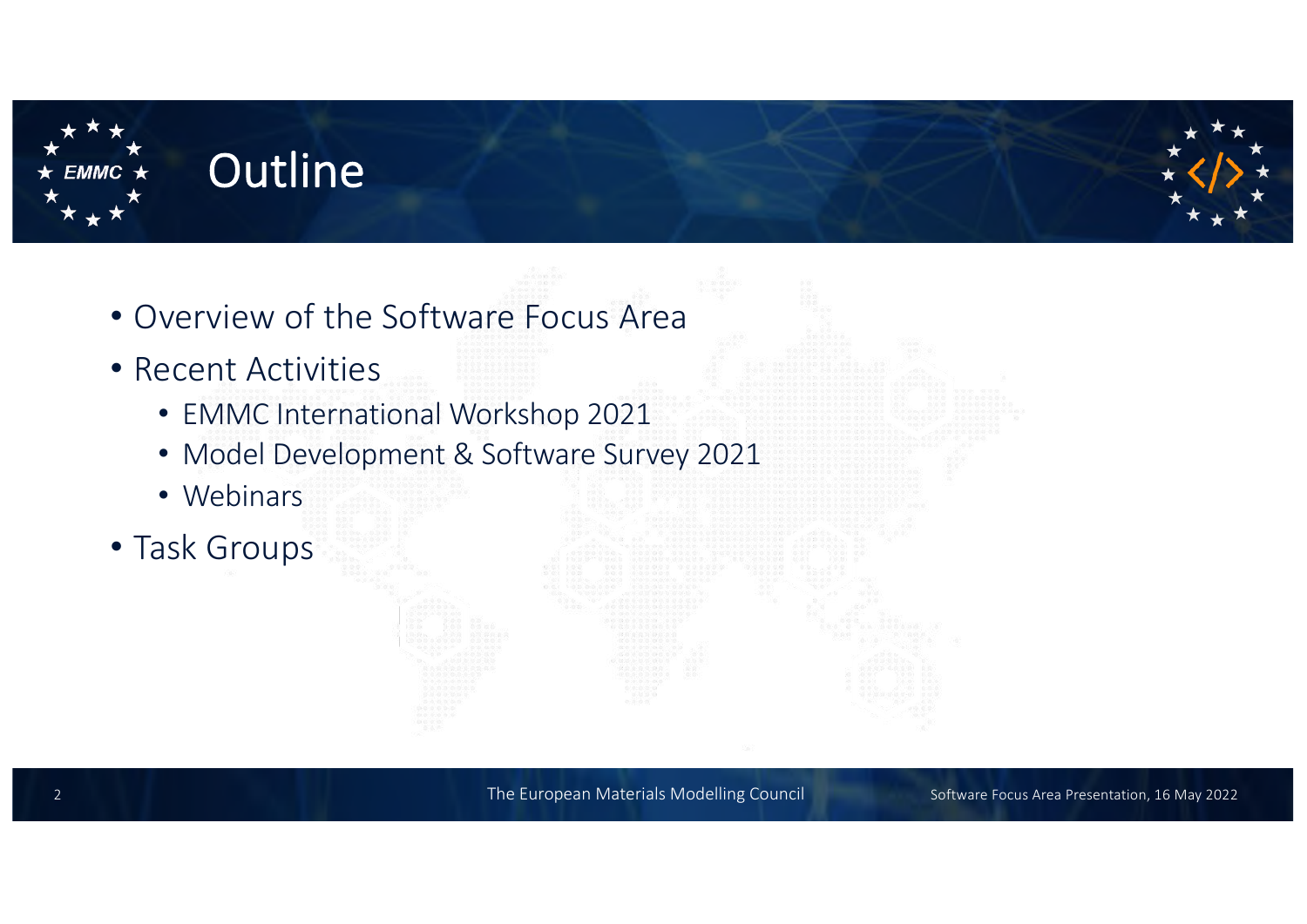# Outline

- Overview of the Software Focus Area
- Recent Activities
  - EMMC International Workshop 2021
  - Model Development & Software Survey 2021
  - Webinars
- Task Groups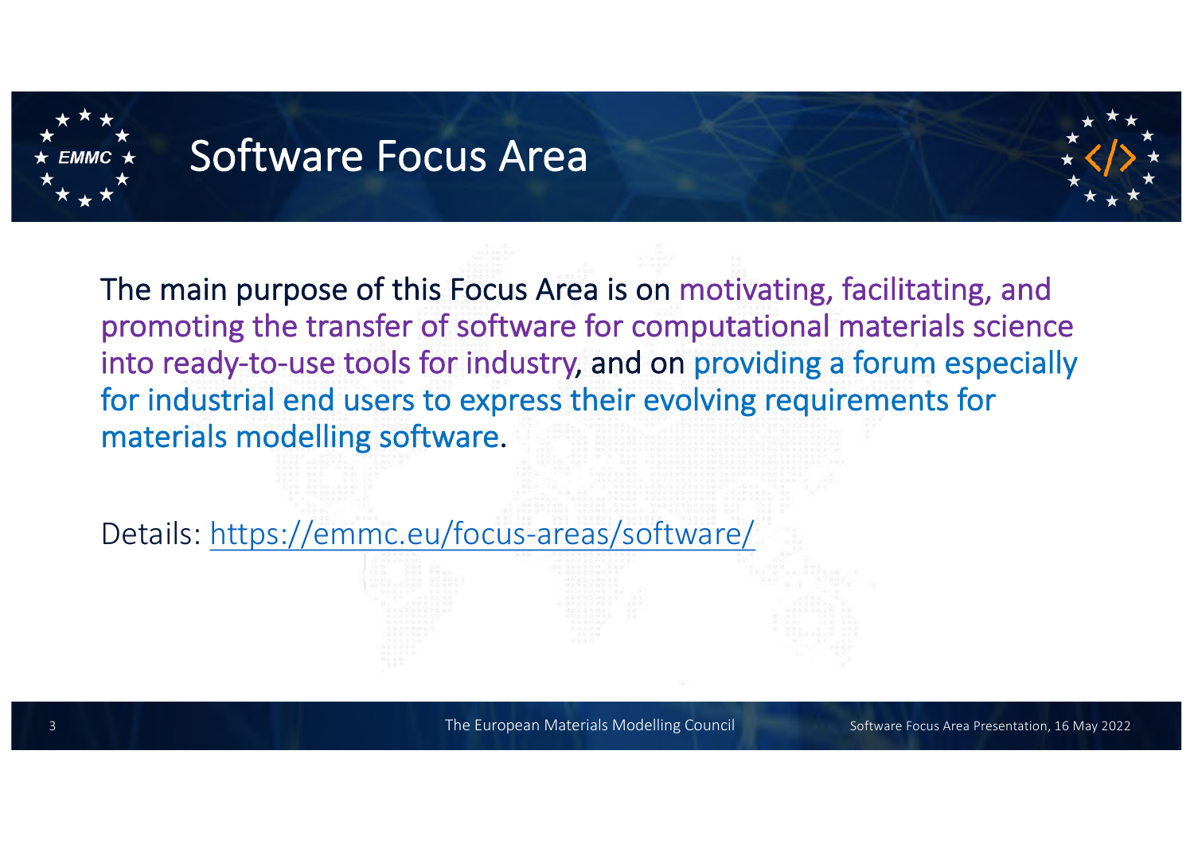# Software Focus Area

The main purpose of this Focus Area is on motivating, facilitating, and promoting the transfer of software for computational materials science into ready-to-use tools for industry, and on providing a forum especially for industrial end users to express their evolving requirements for materials modelling software.

Details: https://emmc.eu/focus-areas/software/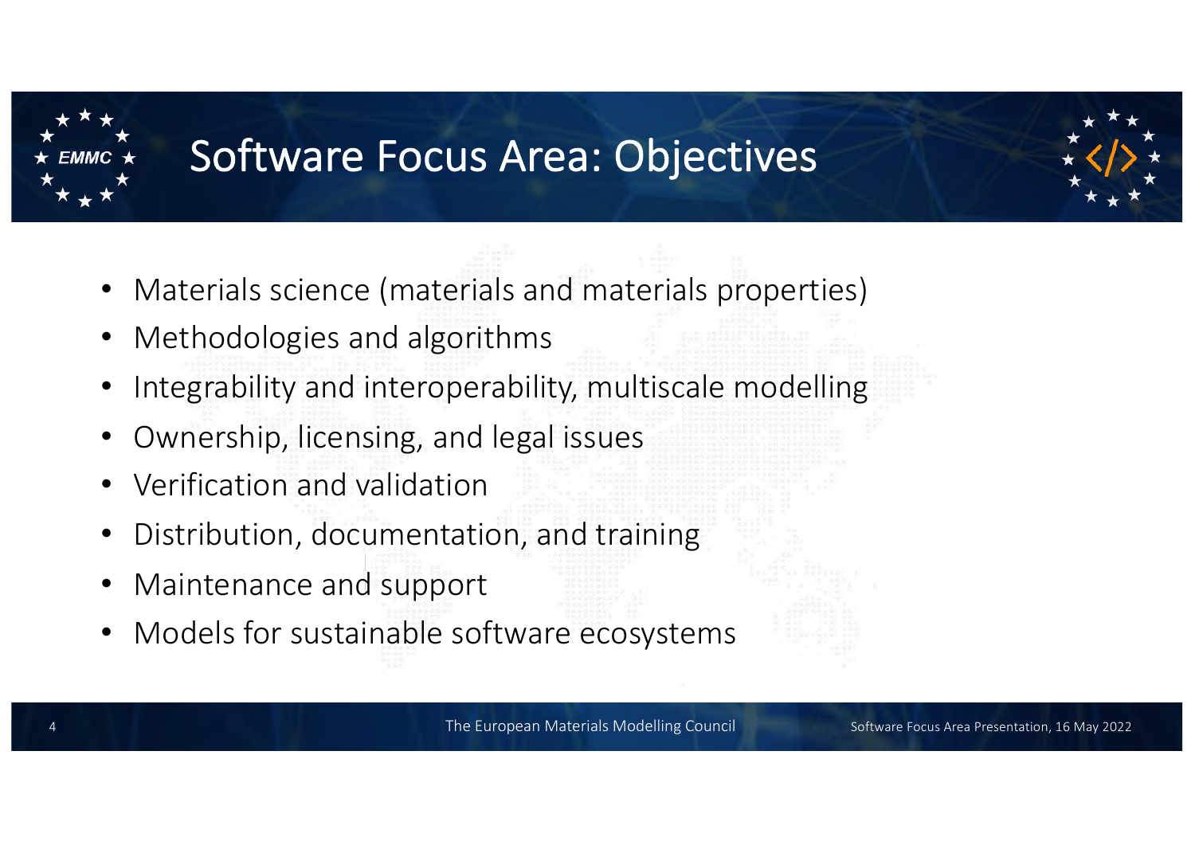# Software Focus Area: Objectives

- Materials science (materials and materials properties)
- Methodologies and algorithms
- Integrability and interoperability, multiscale modelling
- Ownership, licensing, and legal issues
- Verification and validation
- Distribution, documentation, and training
- Maintenance and support
- Models for sustainable software ecosystems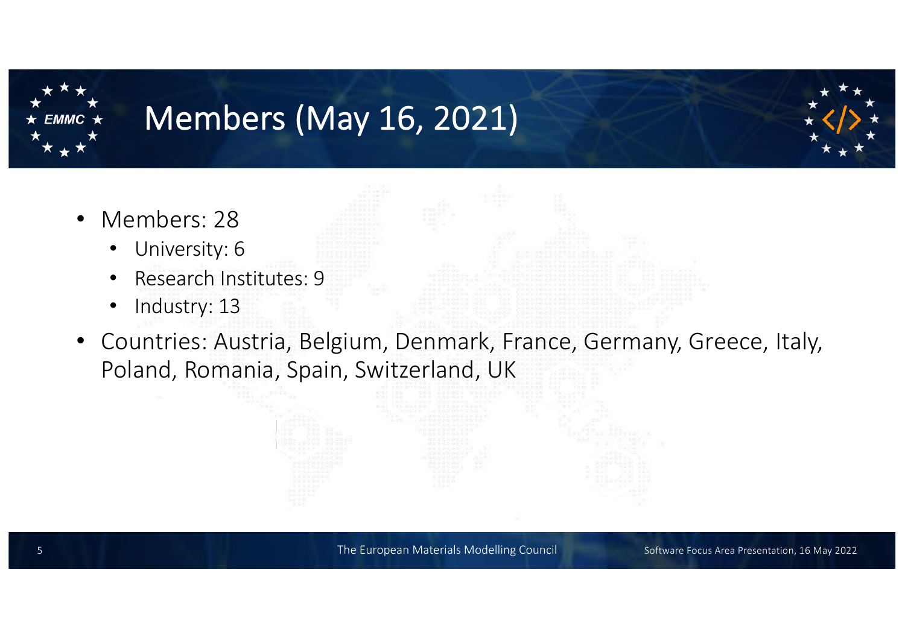# Members (May 16, 2021)

- Members: 28
  - University: 6
  - Research Institutes: 9
  - Industry: 13
- Countries: Austria, Belgium, Denmark, France, Germany, Greece, Italy, Poland, Romania, Spain, Switzerland, UK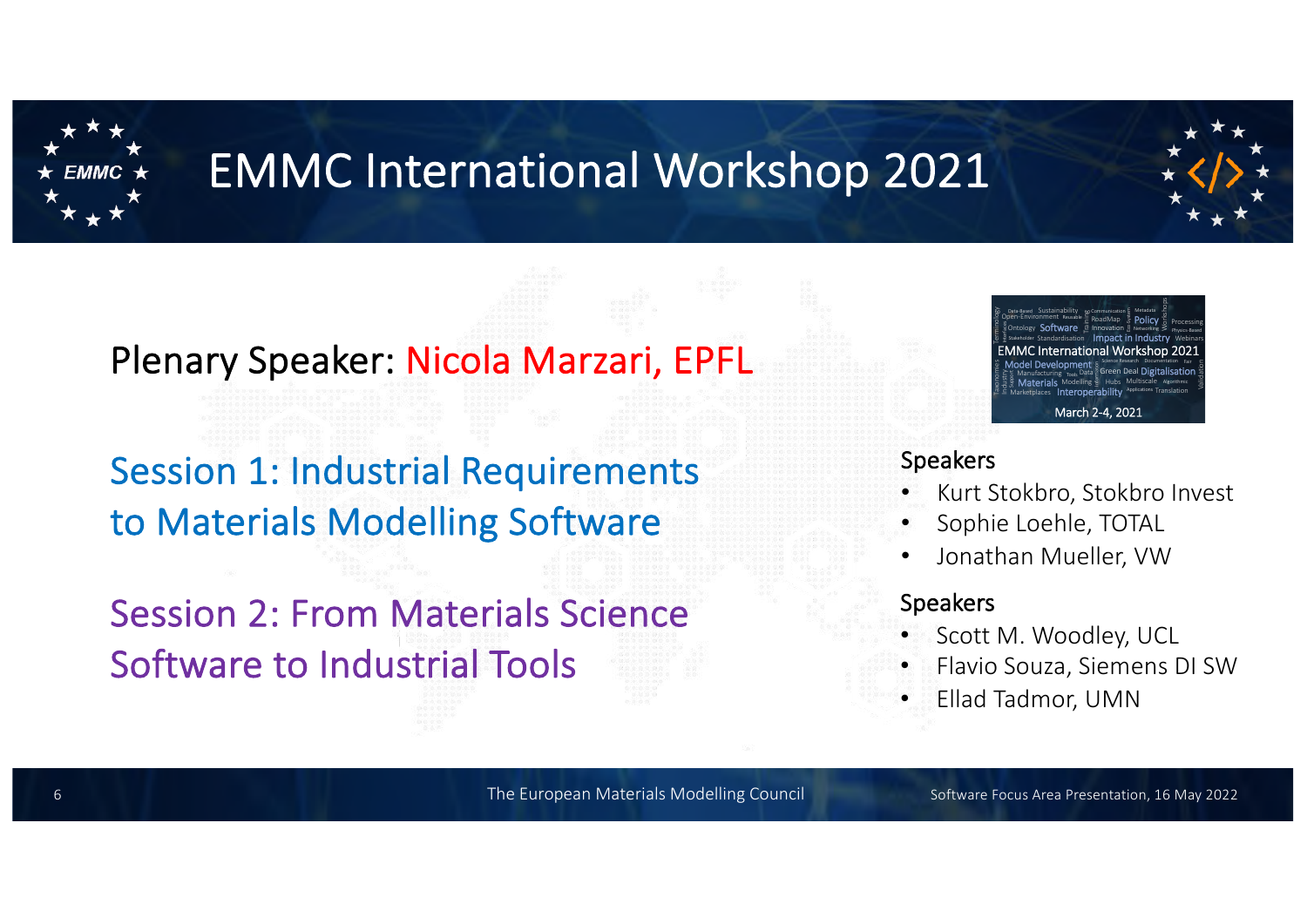# EMMC International Workshop 2021

Plenary Speaker: Nicola Marzari, EPFL

## Session 1: Industrial Requirements to Materials Modelling Software

Speakers
- Kurt Stokbro, Stokbro Invest
- Sophie Loehle, TOTAL
- Jonathan Mueller, VW

## Session 2: From Materials Science Software to Industrial Tools

Speakers
- Scott M. Woodley, UCL
- Flavio Souza, Siemens DI SW
- Ellad Tadmor, UMN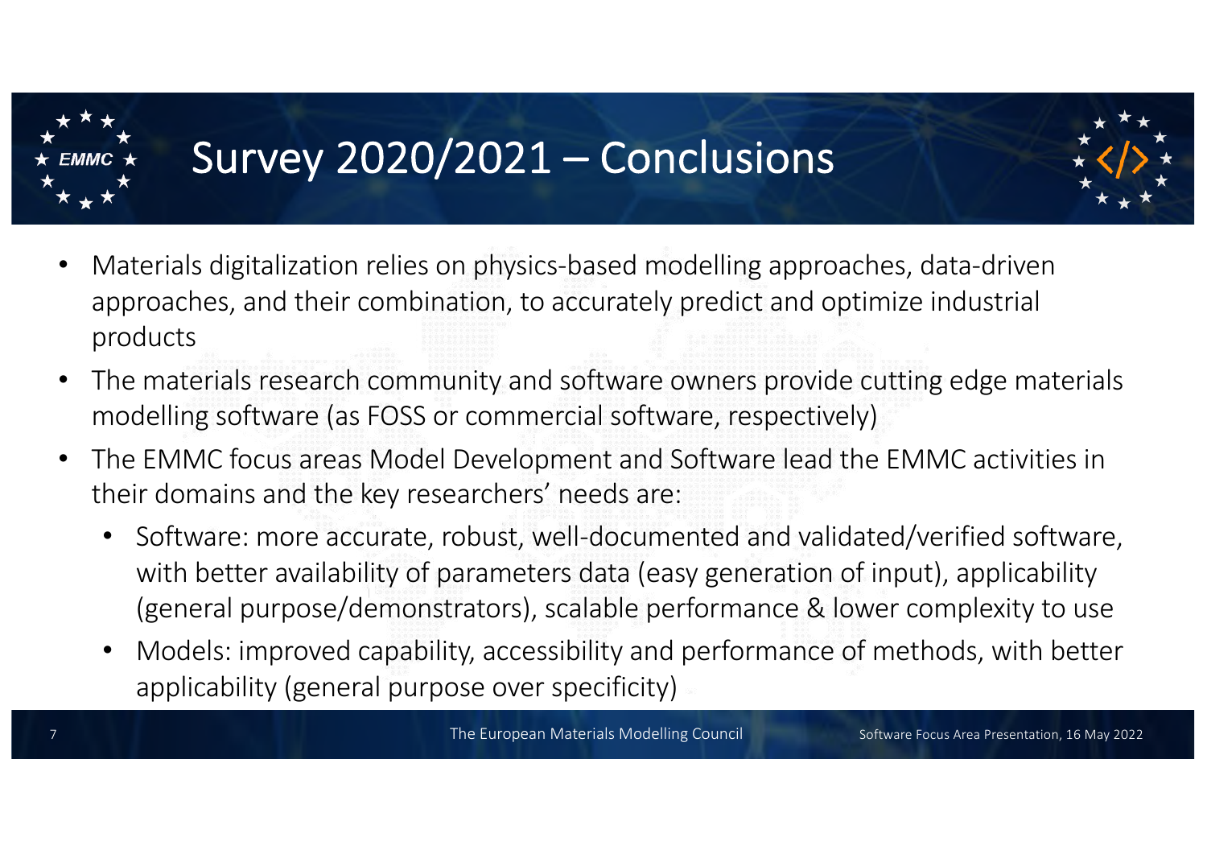# Survey 2020/2021 – Conclusions

- Materials digitalization relies on physics-based modelling approaches, data-driven approaches, and their combination, to accurately predict and optimize industrial products
- The materials research community and software owners provide cutting edge materials modelling software (as FOSS or commercial software, respectively)
- The EMMC focus areas Model Development and Software lead the EMMC activities in their domains and the key researchers' needs are:
  - Software: more accurate, robust, well-documented and validated/verified software, with better availability of parameters data (easy generation of input), applicability (general purpose/demonstrators), scalable performance & lower complexity to use
  - Models: improved capability, accessibility and performance of methods, with better applicability (general purpose over specificity)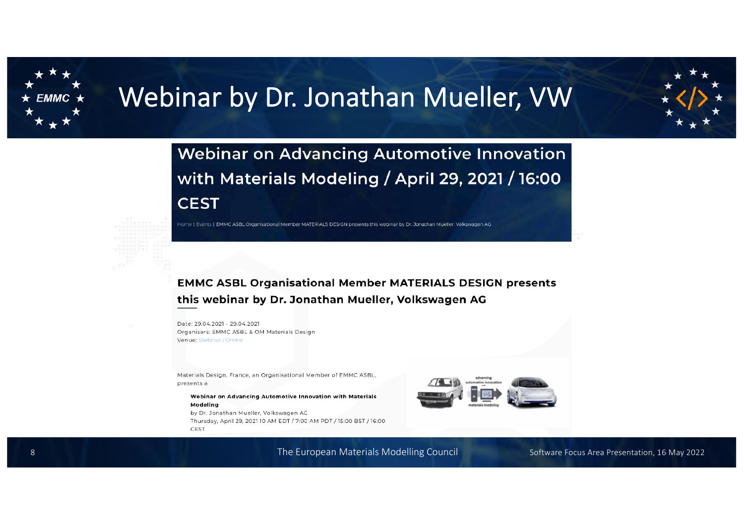# Webinar by Dr. Jonathan Mueller, VW

## Webinar on Advancing Automotive Innovation with Materials Modeling / April 29, 2021 / 16:00 CEST

Home | Events | EMMC ASBL Organisational Member MATERIALS DESIGN presents this webinar by Dr. Jonathan Mueller, Volkswagen AG

### EMMC ASBL Organisational Member MATERIALS DESIGN presents this webinar by Dr. Jonathan Mueller, Volkswagen AG

Date: 29.04.2021 - 29.04.2021
Organisers: EMMC ASBL & OM Materials Design
Venue: Webinar / Online

Materials Design, France, an Organisational Member of EMMC ASBL, presents a

**Webinar on Advancing Automotive Innovation with Materials Modeling**
by Dr. Jonathan Mueller, Volkswagen AG
Thursday, April 29, 2021 10 AM EDT / 7:00 AM PDT / 15:00 BST / 16:00 CEST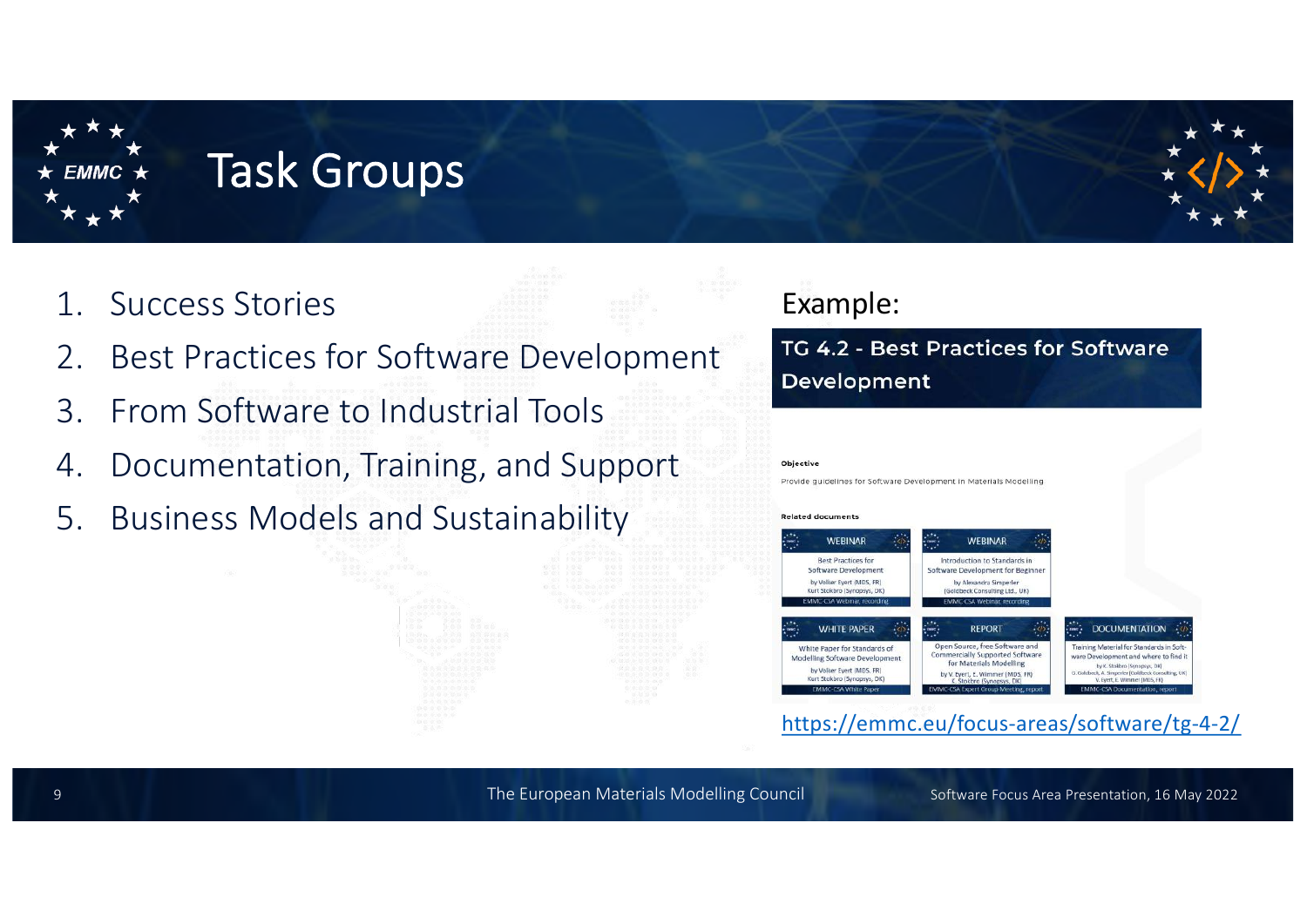# Task Groups

1. Success Stories
2. Best Practices for Software Development
3. From Software to Industrial Tools
4. Documentation, Training, and Support
5. Business Models and Sustainability

Example:

**TG 4.2 - Best Practices for Software Development**

**Objective**

Provide guidelines for Software Development in Materials Modelling

**Related documents**

- WEBINAR: Best Practices for Software Development, by Volker Eyert (MDS, FR), Kurt Stokbro (Synopsys, DK) – EMMC-CSA Webinar, recording
- WEBINAR: Introduction to Standards in Software Development for Beginner, by Alexandra Simperler (Goldbeck Consulting Ltd., UK) – EMMC-CSA Webinar, recording
- WHITE PAPER: White Paper for Standards of Modelling Software Development, by Volker Eyert (MDS, FR), Kurt Stokbro (Synopsys, DK) – EMMC-CSA White Paper
- REPORT: Open Source, Free Software and Commercially Supported Software for Materials Modelling, by V. Eyert, E. Wimmer (MDS, FR), K. Stokbro (Synopsys, DK) – EMMC-CSA Expert Group Meeting, report
- DOCUMENTATION: Training Material for Standards in Software Development and where to find it, by K. Stokbro (Synopsys, DK), G. Goldbeck, A. Simperler (Goldbeck Consulting, UK), V. Eyert, E. Wimmer (MDS, FR) – EMMC-CSA Documentation, report

https://emmc.eu/focus-areas/software/tg-4-2/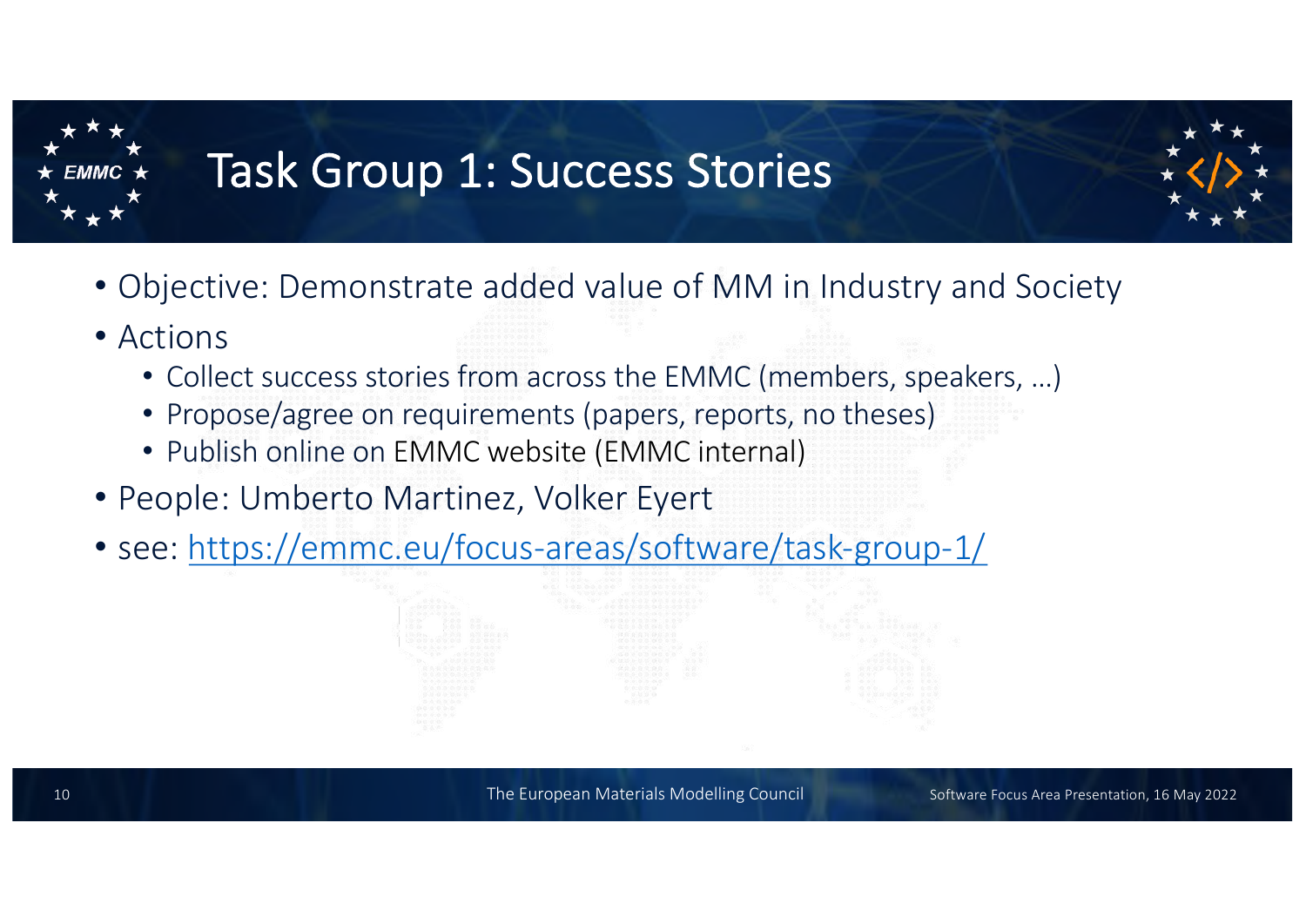# Task Group 1: Success Stories

- Objective: Demonstrate added value of MM in Industry and Society
- Actions
  - Collect success stories from across the EMMC (members, speakers, …)
  - Propose/agree on requirements (papers, reports, no theses)
  - Publish online on EMMC website (EMMC internal)
- People: Umberto Martinez, Volker Eyert
- see: https://emmc.eu/focus-areas/software/task-group-1/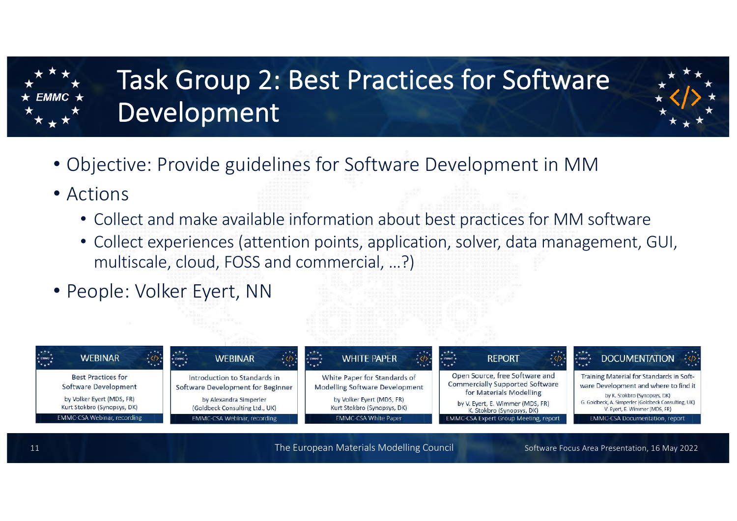# Task Group 2: Best Practices for Software Development

- Objective: Provide guidelines for Software Development in MM
- Actions
  - Collect and make available information about best practices for MM software
  - Collect experiences (attention points, application, solver, data management, GUI, multiscale, cloud, FOSS and commercial, …?)
- People: Volker Eyert, NN

| WEBINAR | WEBINAR | WHITE PAPER | REPORT | DOCUMENTATION |
|---|---|---|---|---|
| Best Practices for Software Development | Introduction to Standards in Software Development for Beginner | White Paper for Standards of Modelling Software Development | Open Source, free Software and Commercially Supported Software for Materials Modelling | Training Material for Standards in Software Development and where to find it |
| by Volker Eyert (MDS, FR) Kurt Stokbro (Synopsys, DK) | by Alexandra Simperler (Goldbeck Consulting Ltd., UK) | by Volker Eyert (MDS, FR) Kurt Stokbro (Synopsys, DK) | by V. Eyert, E. Wimmer (MDS, FR) K. Stokbro (Synopsys, DK) | by K. Stokbro (Synopsys, DK) G. Goldbeck, A. Simperler (Goldbeck Consulting, UK) V. Eyert, E. Wimmer (MDS, FR) |
| EMMC-CSA Webinar, recording | EMMC-CSA Webinar, recording | EMMC-CSA White Paper | EMMC-CSA Expert Group Meeting, report | EMMC-CSA Documentation, report |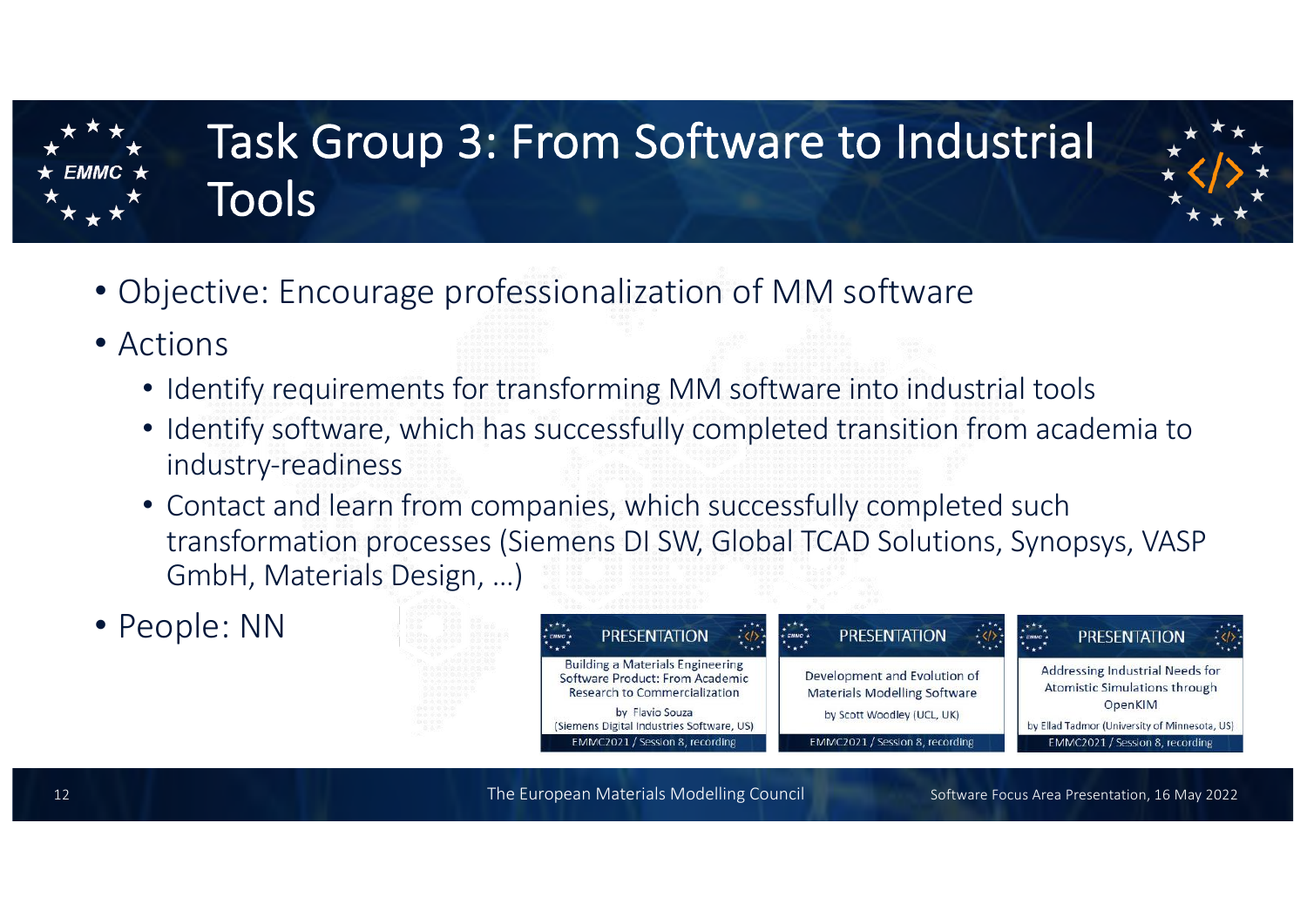# Task Group 3: From Software to Industrial Tools

- Objective: Encourage professionalization of MM software
- Actions
  - Identify requirements for transforming MM software into industrial tools
  - Identify software, which has successfully completed transition from academia to industry-readiness
  - Contact and learn from companies, which successfully completed such transformation processes (Siemens DI SW, Global TCAD Solutions, Synopsys, VASP GmbH, Materials Design, …)
- People: NN

PRESENTATION
Building a Materials Engineering Software Product: From Academic Research to Commercialization
by Flavio Souza
(Siemens Digital Industries Software, US)
EMMC2021 / Session 8, recording

PRESENTATION
Development and Evolution of Materials Modelling Software
by Scott Woodley (UCL, UK)
EMMC2021 / Session 8, recording

PRESENTATION
Addressing Industrial Needs for Atomistic Simulations through OpenKIM
by Ellad Tadmor (University of Minnesota, US)
EMMC2021 / Session 8, recording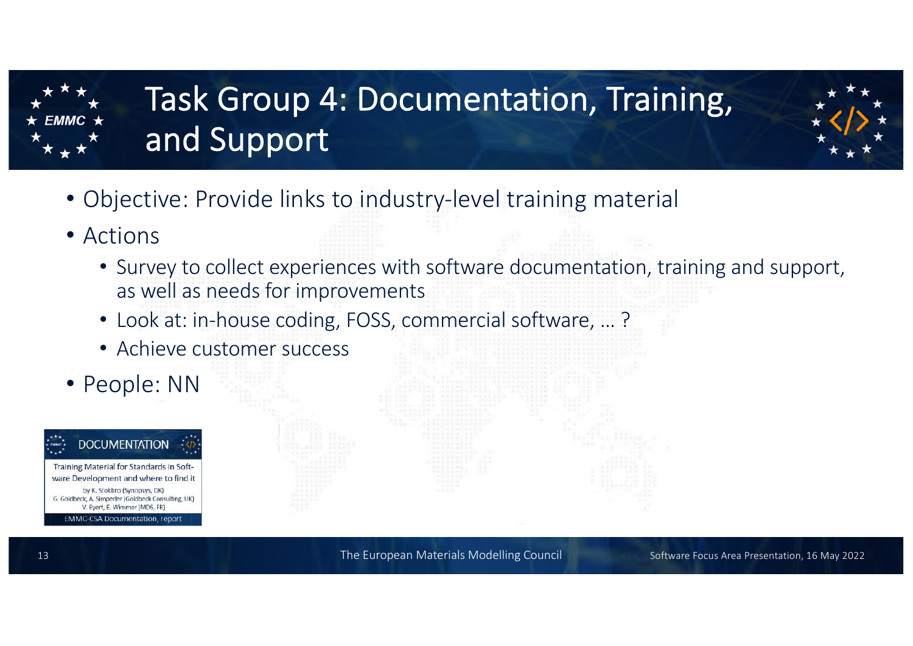# Task Group 4: Documentation, Training, and Support

- Objective: Provide links to industry-level training material
- Actions
  - Survey to collect experiences with software documentation, training and support, as well as needs for improvements
  - Look at: in-house coding, FOSS, commercial software, … ?
  - Achieve customer success
- People: NN

DOCUMENTATION

Training Material for Standards in Software Development and where to find it

by K. Stokbro (Synopsys, DK)
G. Goldbeck, A. Simperler (Goldbeck Consulting, UK)
V. Eyert, E. Wimmer (MDS, FR)

EMMC-CSA Documentation, report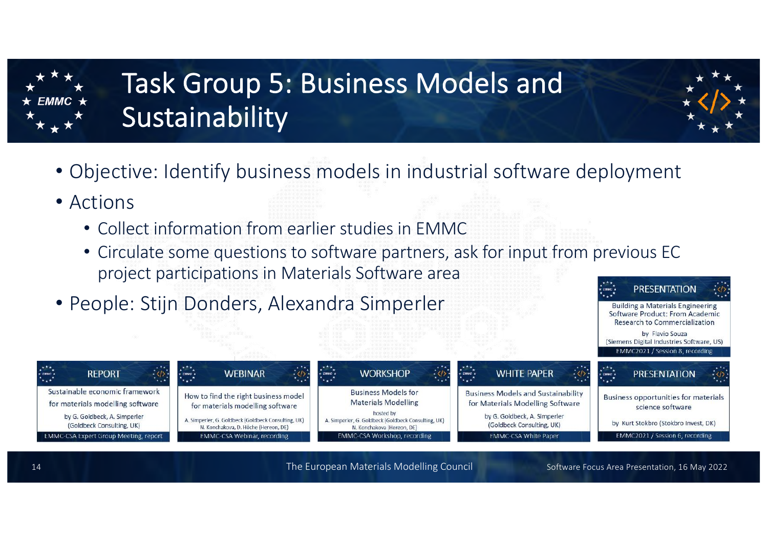# Task Group 5: Business Models and Sustainability

- Objective: Identify business models in industrial software deployment
- Actions
  - Collect information from earlier studies in EMMC
  - Circulate some questions to software partners, ask for input from previous EC project participations in Materials Software area
- People: Stijn Donders, Alexandra Simperler

**PRESENTATION**
Building a Materials Engineering Software Product: From Academic Research to Commercialization
by Flavio Souza
(Siemens Digital Industries Software, US)
EMMC2021 / Session 8, recording

**REPORT**
Sustainable economic framework for materials modelling software
by G. Goldbeck, A. Simperler
(Goldbeck Consulting, UK)
EMMC-CSA Expert Group Meeting, report

**WEBINAR**
How to find the right business model for materials modelling software
A. Simperler, G. Goldbeck (Goldbeck Consulting, UK)
N. Konchakova, D. Höche (Hereon, DE)
EMMC-CSA Webinar, recording

**WORKSHOP**
Business Models for Materials Modelling
hosted by
A. Simperler, G. Goldbeck (Goldbeck Consulting, UK)
N. Konchakova (Hereon, DE)
EMMC-CSA Workshop, recording

**WHITE PAPER**
Business Models and Sustainability for Materials Modelling Software
by G. Goldbeck, A. Simperler
(Goldbeck Consulting, UK)
EMMC-CSA White Paper

**PRESENTATION**
Business opportunities for materials science software
by Kurt Stokbro (Stokbro Invest, DK)
EMMC2021 / Session 6, recording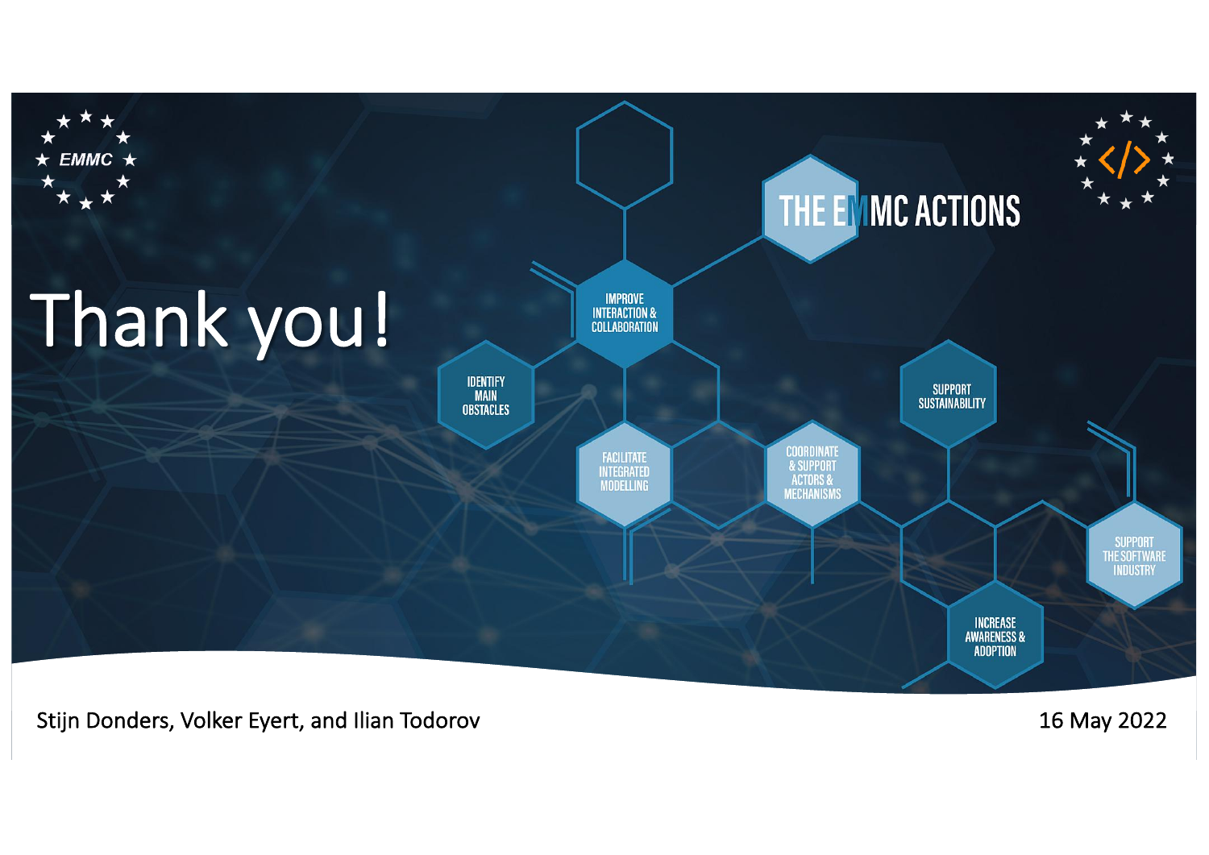EMMC

# Thank you!

THE EMMC ACTIONS

IMPROVE INTERACTION & COLLABORATION

IDENTIFY MAIN OBSTACLES

FACILITATE INTEGRATED MODELLING

COORDINATE & SUPPORT ACTORS & MECHANISMS

SUPPORT SUSTAINABILITY

SUPPORT THE SOFTWARE INDUSTRY

INCREASE AWARENESS & ADOPTION

Stijn Donders, Volker Eyert, and Ilian Todorov

16 May 2022